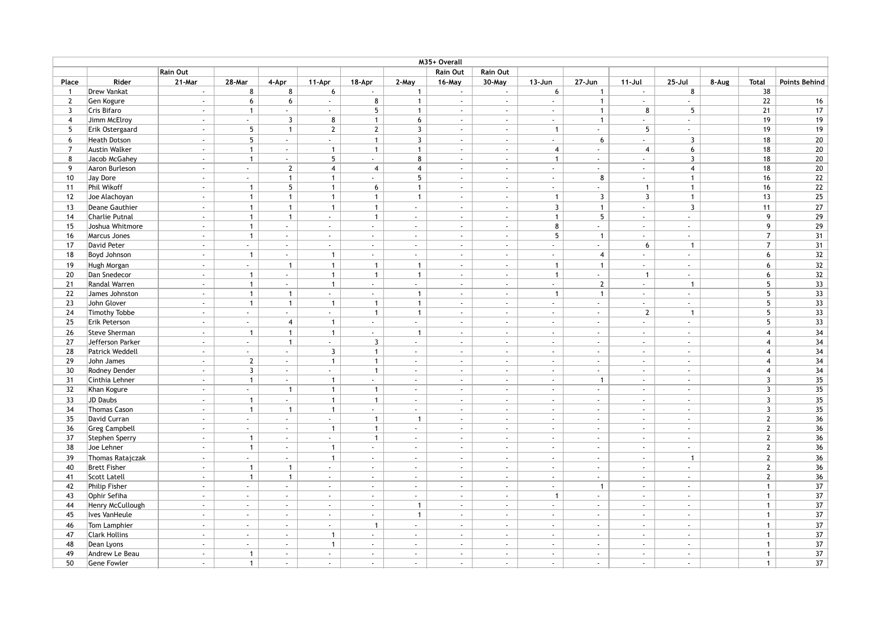| M35+ Overall | | | | | | | | | | | | | | | | |
|---|---|---|---|---|---|---|---|---|---|---|---|---|---|---|---|---|
| | | Rain Out | | | | | | Rain Out | Rain Out | | | | | | | |
| Place | Rider | 21-Mar | 28-Mar | 4-Apr | 11-Apr | 18-Apr | 2-May | 16-May | 30-May | 13-Jun | 27-Jun | 11-Jul | 25-Jul | 8-Aug | Total | Points Behind |
| 1 | Drew Vankat | - | 8 | 8 | 6 | - | 1 | - | - | 6 | 1 | - | 8 | | 38 | |
| 2 | Gen Kogure | - | 6 | 6 | - | 8 | 1 | - | - | - | 1 | - | - | | 22 | 16 |
| 3 | Cris Bifaro | - | 1 | - | - | 5 | 1 | - | - | - | 1 | 8 | 5 | | 21 | 17 |
| 4 | Jimm McElroy | - | - | 3 | 8 | 1 | 6 | - | - | - | 1 | - | - | | 19 | 19 |
| 5 | Erik Ostergaard | - | 5 | 1 | 2 | 2 | 3 | - | - | 1 | - | 5 | - | | 19 | 19 |
| 6 | Heath Dotson | - | 5 | - | - | 1 | 3 | - | - | - | 6 | - | 3 | | 18 | 20 |
| 7 | Austin Walker | - | 1 | - | 1 | 1 | 1 | - | - | 4 | - | 4 | 6 | | 18 | 20 |
| 8 | Jacob McGahey | - | 1 | - | 5 | - | 8 | - | - | 1 | - | - | 3 | | 18 | 20 |
| 9 | Aaron Burleson | - | - | 2 | 4 | 4 | 4 | - | - | - | - | - | 4 | | 18 | 20 |
| 10 | Jay Dore | - | - | 1 | 1 | - | 5 | - | - | - | 8 | - | 1 | | 16 | 22 |
| 11 | Phil Wikoff | - | 1 | 5 | 1 | 6 | 1 | - | - | - | - | 1 | 1 | | 16 | 22 |
| 12 | Joe Alachoyan | - | 1 | 1 | 1 | 1 | 1 | - | - | 1 | 3 | 3 | 1 | | 13 | 25 |
| 13 | Deane Gauthier | - | 1 | 1 | 1 | 1 | - | - | - | 3 | 1 | - | 3 | | 11 | 27 |
| 14 | Charlie Putnal | - | 1 | 1 | - | 1 | - | - | - | 1 | 5 | - | - | | 9 | 29 |
| 15 | Joshua Whitmore | - | 1 | - | - | - | - | - | - | 8 | - | - | - | | 9 | 29 |
| 16 | Marcus Jones | - | 1 | - | - | - | - | - | - | 5 | 1 | - | - | | 7 | 31 |
| 17 | David Peter | - | - | - | - | - | - | - | - | - | - | 6 | 1 | | 7 | 31 |
| 18 | Boyd Johnson | - | 1 | - | 1 | - | - | - | - | - | 4 | - | - | | 6 | 32 |
| 19 | Hugh Morgan | - | - | 1 | 1 | 1 | 1 | - | - | 1 | 1 | - | - | | 6 | 32 |
| 20 | Dan Snedecor | - | 1 | - | 1 | 1 | 1 | - | - | 1 | - | 1 | - | | 6 | 32 |
| 21 | Randal Warren | - | 1 | - | 1 | - | - | - | - | - | 2 | - | 1 | | 5 | 33 |
| 22 | James Johnston | - | 1 | 1 | - | - | 1 | - | - | 1 | 1 | - | - | | 5 | 33 |
| 23 | John Glover | - | 1 | 1 | 1 | 1 | 1 | - | - | - | - | - | - | | 5 | 33 |
| 24 | Timothy Tobbe | - | - | - | - | 1 | 1 | - | - | - | - | 2 | 1 | | 5 | 33 |
| 25 | Erik Peterson | - | - | 4 | 1 | - | - | - | - | - | - | - | - | | 5 | 33 |
| 26 | Steve Sherman | - | 1 | 1 | 1 | - | 1 | - | - | - | - | - | - | | 4 | 34 |
| 27 | Jefferson Parker | - | - | 1 | - | 3 | - | - | - | - | - | - | - | | 4 | 34 |
| 28 | Patrick Weddell | - | - | - | 3 | 1 | - | - | - | - | - | - | - | | 4 | 34 |
| 29 | John James | - | 2 | - | 1 | 1 | - | - | - | - | - | - | - | | 4 | 34 |
| 30 | Rodney Dender | - | 3 | - | - | 1 | - | - | - | - | - | - | - | | 4 | 34 |
| 31 | Cinthia Lehner | - | 1 | - | 1 | - | - | - | - | - | 1 | - | - | | 3 | 35 |
| 32 | Khan Kogure | - | - | 1 | 1 | 1 | - | - | - | - | - | - | - | | 3 | 35 |
| 33 | JD Daubs | - | 1 | - | 1 | 1 | - | - | - | - | - | - | - | | 3 | 35 |
| 34 | Thomas Cason | - | 1 | 1 | 1 | - | - | - | - | - | - | - | - | | 3 | 35 |
| 35 | David Curran | - | - | - | - | 1 | 1 | - | - | - | - | - | - | | 2 | 36 |
| 36 | Greg Campbell | - | - | - | 1 | 1 | - | - | - | - | - | - | - | | 2 | 36 |
| 37 | Stephen Sperry | - | 1 | - | - | 1 | - | - | - | - | - | - | - | | 2 | 36 |
| 38 | Joe Lehner | - | 1 | - | 1 | - | - | - | - | - | - | - | - | | 2 | 36 |
| 39 | Thomas Ratajczak | - | - | - | 1 | - | - | - | - | - | - | - | 1 | | 2 | 36 |
| 40 | Brett Fisher | - | 1 | 1 | - | - | - | - | - | - | - | - | - | | 2 | 36 |
| 41 | Scott Latell | - | 1 | 1 | - | - | - | - | - | - | - | - | - | | 2 | 36 |
| 42 | Philip Fisher | - | - | - | - | - | - | - | - | - | 1 | - | - | | 1 | 37 |
| 43 | Ophir Sefiha | - | - | - | - | - | - | - | - | 1 | - | - | - | | 1 | 37 |
| 44 | Henry McCullough | - | - | - | - | - | 1 | - | - | - | - | - | - | | 1 | 37 |
| 45 | Ives VanHeule | - | - | - | - | - | 1 | - | - | - | - | - | - | | 1 | 37 |
| 46 | Tom Lamphier | - | - | - | - | 1 | - | - | - | - | - | - | - | | 1 | 37 |
| 47 | Clark Hollins | - | - | - | 1 | - | - | - | - | - | - | - | - | | 1 | 37 |
| 48 | Dean Lyons | - | - | - | 1 | - | - | - | - | - | - | - | - | | 1 | 37 |
| 49 | Andrew Le Beau | - | 1 | - | - | - | - | - | - | - | - | - | - | | 1 | 37 |
| 50 | Gene Fowler | - | 1 | - | - | - | - | - | - | - | - | - | - | | 1 | 37 |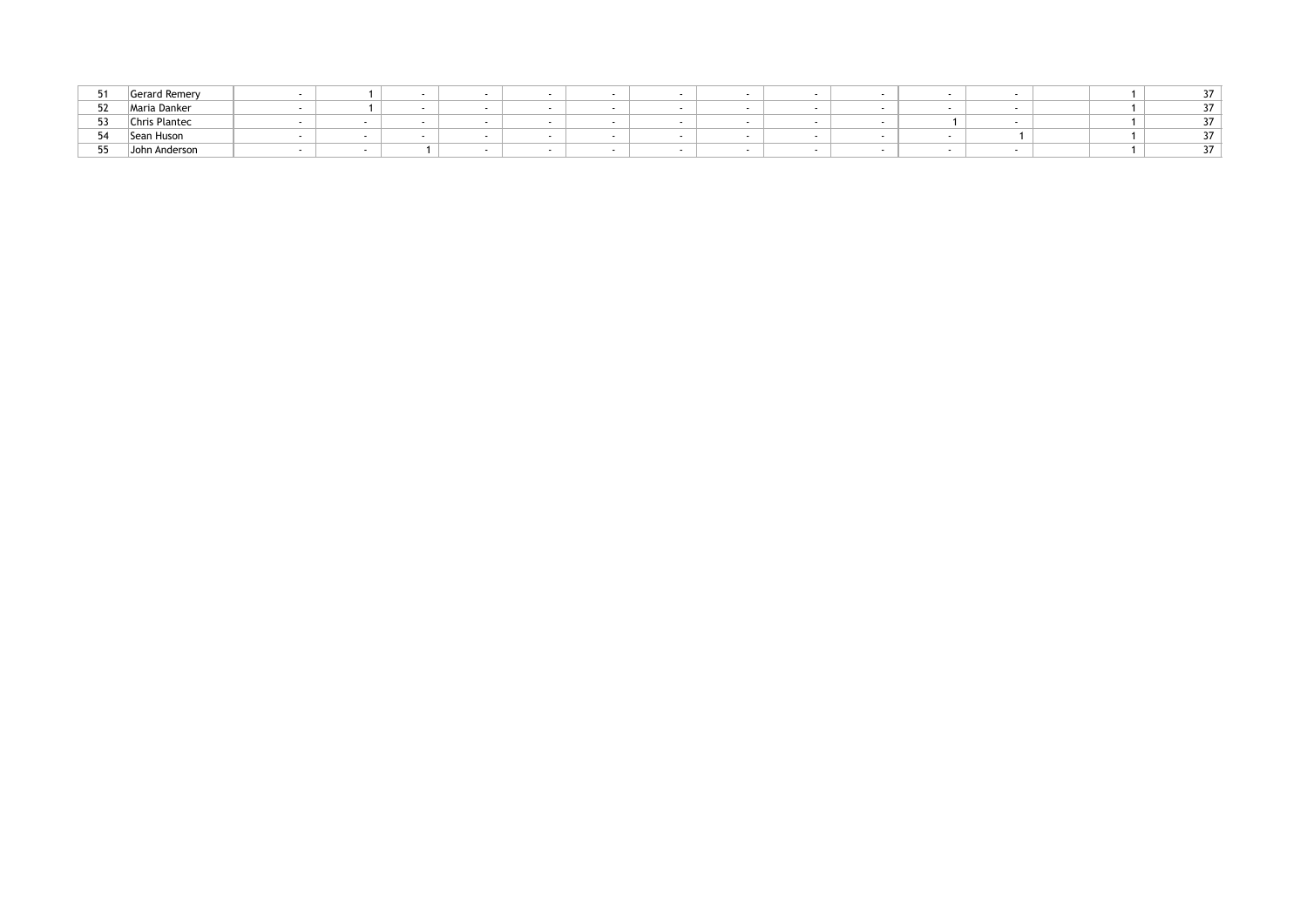| | | | | | | | | | | | | | | | | |
|---|---|---|---|---|---|---|---|---|---|---|---|---|---|---|---|---|
| 51 | Gerard Remery | - | 1 | - | - | - | - | - | - | - | - | - | - | | 1 | 37 |
| 52 | Maria Danker | - | 1 | - | - | - | - | - | - | - | - | - | - | | 1 | 37 |
| 53 | Chris Plantec | - | - | - | - | - | - | - | - | - | - | 1 | - | | 1 | 37 |
| 54 | Sean Huson | - | - | - | - | - | - | - | - | - | - | - | 1 | | 1 | 37 |
| 55 | John Anderson | - | - | 1 | - | - | - | - | - | - | - | - | - | | 1 | 37 |